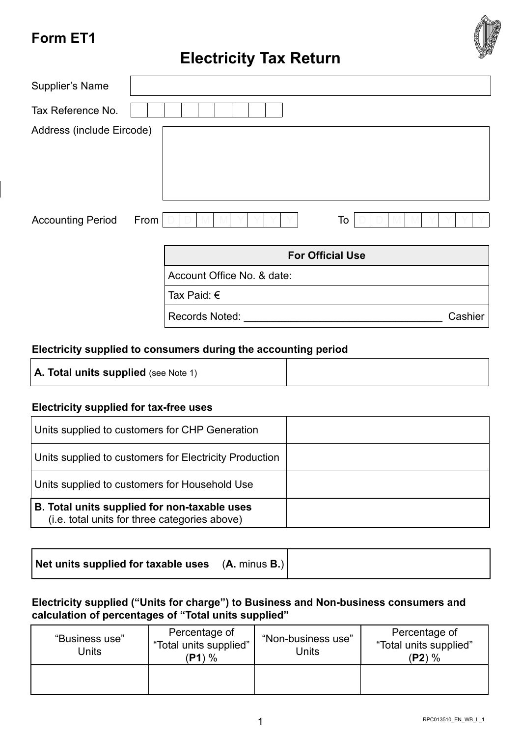# Form ET1

## Electricity Tax Return

| | |
|---|---|
| Supplier's Name | |
| Tax Reference No. | |
| Address (include Eircode) | |
| Accounting Period | From DD MM YYYY To DD MM YYYY |

| For Official Use |
|---|
| Account Office No. & date: |
| Tax Paid: € |
| Records Noted: __________________________________ Cashier |

**Electricity supplied to consumers during the accounting period**

| | |
|---|---|
| **A. Total units supplied** (see Note 1) | |

**Electricity supplied for tax-free uses**

| | |
|---|---|
| Units supplied to customers for CHP Generation | |
| Units supplied to customers for Electricity Production | |
| Units supplied to customers for Household Use | |
| **B. Total units supplied for non-taxable uses** (i.e. total units for three categories above) | |

| | |
|---|---|
| **Net units supplied for taxable uses** (**A.** minus **B.**) | |

**Electricity supplied ("Units for charge") to Business and Non-business consumers and calculation of percentages of "Total units supplied"**

| "Business use" Units | Percentage of "Total units supplied" (**P1**) % | "Non-business use" Units | Percentage of "Total units supplied" (**P2**) % |
|---|---|---|---|
| | | | |

RPC013510_EN_WB_L_1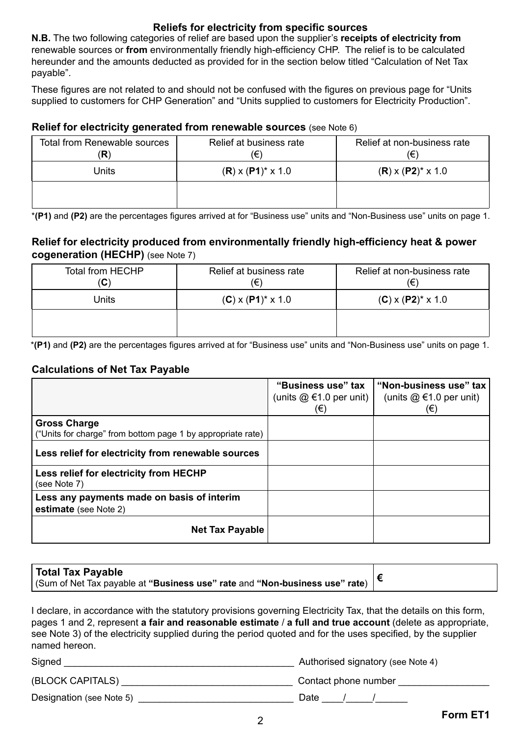## Reliefs for electricity from specific sources

**N.B.** The two following categories of relief are based upon the supplier's **receipts of electricity from** renewable sources or **from** environmentally friendly high-efficiency CHP. The relief is to be calculated hereunder and the amounts deducted as provided for in the section below titled "Calculation of Net Tax payable".

These figures are not related to and should not be confused with the figures on previous page for "Units supplied to customers for CHP Generation" and "Units supplied to customers for Electricity Production".

### Relief for electricity generated from renewable sources (see Note 6)

| Total from Renewable sources (**R**) | Relief at business rate (€) | Relief at non-business rate (€) |
|---|---|---|
| Units | (**R**) x (**P1**)* x 1.0 | (**R**) x (**P2**)* x 1.0 |
| | | |

*(**P1**) and (**P2**) are the percentages figures arrived at for "Business use" units and "Non-Business use" units on page 1.

### Relief for electricity produced from environmentally friendly high-efficiency heat & power cogeneration (HECHP) (see Note 7)

| Total from HECHP (**C**) | Relief at business rate (€) | Relief at non-business rate (€) |
|---|---|---|
| Units | (**C**) x (**P1**)* x 1.0 | (**C**) x (**P2**)* x 1.0 |
| | | |

*(**P1**) and (**P2**) are the percentages figures arrived at for "Business use" units and "Non-Business use" units on page 1.

### Calculations of Net Tax Payable

| | **"Business use" tax** (units @ €1.0 per unit) (€) | **"Non-business use" tax** (units @ €1.0 per unit) (€) |
|---|---|---|
| **Gross Charge** ("Units for charge" from bottom page 1 by appropriate rate) | | |
| **Less relief for electricity from renewable sources** | | |
| **Less relief for electricity from HECHP** (see Note 7) | | |
| **Less any payments made on basis of interim estimate** (see Note 2) | | |
| **Net Tax Payable** | | |

| **Total Tax Payable** (Sum of Net Tax payable at **"Business use" rate** and **"Non-business use" rate**) | € |
|---|---|

I declare, in accordance with the statutory provisions governing Electricity Tax, that the details on this form, pages 1 and 2, represent **a fair and reasonable estimate** / **a full and true account** (delete as appropriate, see Note 3) of the electricity supplied during the period quoted and for the uses specified, by the supplier named hereon.

Signed ___________________________ Authorised signatory (see Note 4)

(BLOCK CAPITALS) ___________________________ Contact phone number ________________

Designation (see Note 5) ___________________________ Date ____/_____/______

**Form ET1**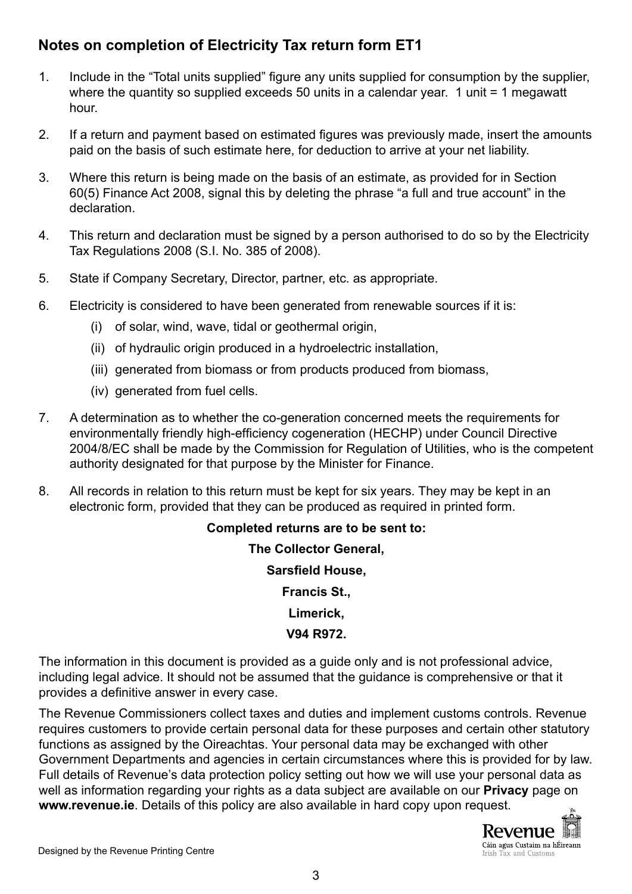## Notes on completion of Electricity Tax return form ET1

1. Include in the “Total units supplied” figure any units supplied for consumption by the supplier, where the quantity so supplied exceeds 50 units in a calendar year. 1 unit = 1 megawatt hour.
2. If a return and payment based on estimated figures was previously made, insert the amounts paid on the basis of such estimate here, for deduction to arrive at your net liability.
3. Where this return is being made on the basis of an estimate, as provided for in Section 60(5) Finance Act 2008, signal this by deleting the phrase “a full and true account” in the declaration.
4. This return and declaration must be signed by a person authorised to do so by the Electricity Tax Regulations 2008 (S.I. No. 385 of 2008).
5. State if Company Secretary, Director, partner, etc. as appropriate.
6. Electricity is considered to have been generated from renewable sources if it is:
   (i) of solar, wind, wave, tidal or geothermal origin,
   (ii) of hydraulic origin produced in a hydroelectric installation,
   (iii) generated from biomass or from products produced from biomass,
   (iv) generated from fuel cells.
7. A determination as to whether the co-generation concerned meets the requirements for environmentally friendly high-efficiency cogeneration (HECHP) under Council Directive 2004/8/EC shall be made by the Commission for Regulation of Utilities, who is the competent authority designated for that purpose by the Minister for Finance.
8. All records in relation to this return must be kept for six years. They may be kept in an electronic form, provided that they can be produced as required in printed form.

**Completed returns are to be sent to:**

**The Collector General,**

**Sarsfield House,**

**Francis St.,**

**Limerick,**

**V94 R972.**

The information in this document is provided as a guide only and is not professional advice, including legal advice. It should not be assumed that the guidance is comprehensive or that it provides a definitive answer in every case.

The Revenue Commissioners collect taxes and duties and implement customs controls. Revenue requires customers to provide certain personal data for these purposes and certain other statutory functions as assigned by the Oireachtas. Your personal data may be exchanged with other Government Departments and agencies in certain circumstances where this is provided for by law. Full details of Revenue’s data protection policy setting out how we will use your personal data as well as information regarding your rights as a data subject are available on our **Privacy** page on **www.revenue.ie**. Details of this policy are also available in hard copy upon request.

Designed by the Revenue Printing Centre

Revenue
Cáin agus Custaim na hÉireann
Irish Tax and Customs